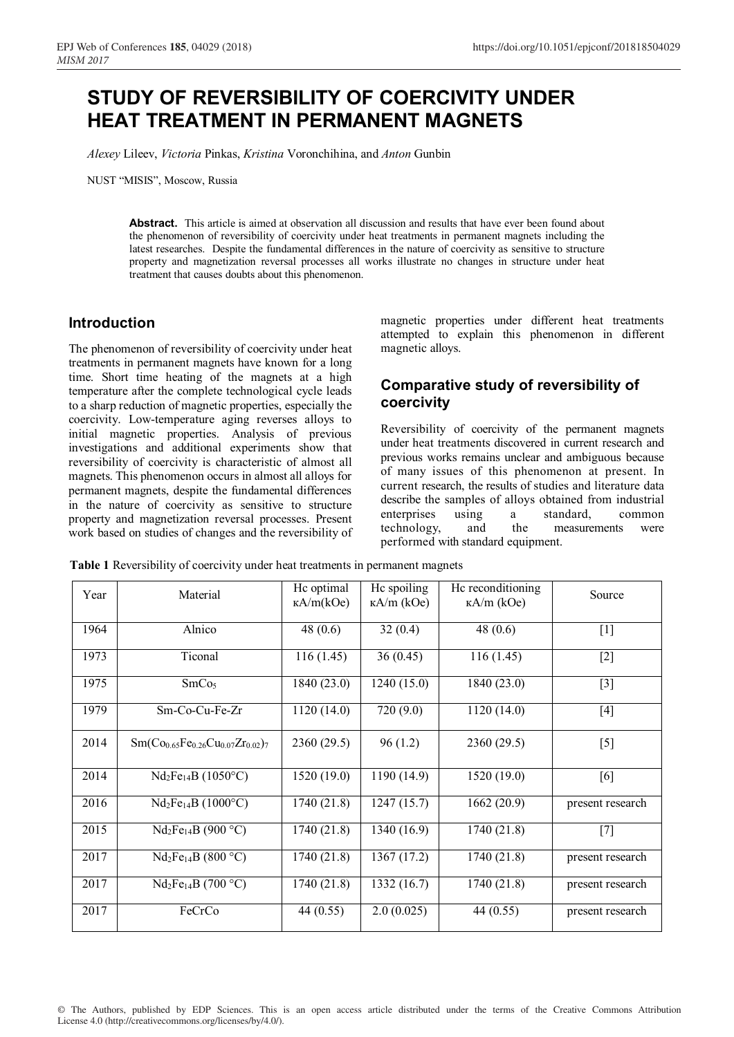# STUDY OF REVERSIBILITY OF COERCIVITY UNDER HEAT TREATMENT IN PERMANENT MAGNETS

*Alexey* Lileev, *Victoria* Pinkas, *Kristina* Voronchihina, and *Anton* Gunbin

NUST "MISIS", Moscow, Russia

**Abstract.** This article is aimed at observation all discussion and results that have ever been found about the phenomenon of reversibility of coercivity under heat treatments in permanent magnets including the latest researches. Despite the fundamental differences in the nature of coercivity as sensitive to structure property and magnetization reversal processes all works illustrate no changes in structure under heat treatment that causes doubts about this phenomenon.

## Introduction

The phenomenon of reversibility of coercivity under heat treatments in permanent magnets have known for a long time. Short time heating of the magnets at a high temperature after the complete technological cycle leads to a sharp reduction of magnetic properties, especially the coercivity. Low-temperature aging reverses alloys to initial magnetic properties. Analysis of previous investigations and additional experiments show that reversibility of coercivity is characteristic of almost all magnets. This phenomenon occurs in almost all alloys for permanent magnets, despite the fundamental differences in the nature of coercivity as sensitive to structure property and magnetization reversal processes. Present work based on studies of changes and the reversibility of magnetic properties under different heat treatments attempted to explain this phenomenon in different magnetic alloys.

## Comparative study of reversibility of coercivity

Reversibility of coercivity of the permanent magnets under heat treatments discovered in current research and previous works remains unclear and ambiguous because of many issues of this phenomenon at present. In current research, the results of studies and literature data describe the samples of alloys obtained from industrial enterprises using a standard, common technology, and the measurements were performed with standard equipment.

**Table 1** Reversibility of coercivity under heat treatments in permanent magnets

| Year | Material | Hc optimal кA/m(kOe) | Hc spoiling кA/m (kOe) | Hc reconditioning кA/m (kOe) | Source |
|---|---|---|---|---|---|
| 1964 | Alnico | 48 (0.6) | 32 (0.4) | 48 (0.6) | [1] |
| 1973 | Ticonal | 116 (1.45) | 36 (0.45) | 116 (1.45) | [2] |
| 1975 | $SmCo_5$ | 1840 (23.0) | 1240 (15.0) | 1840 (23.0) | [3] |
| 1979 | Sm-Co-Cu-Fe-Zr | 1120 (14.0) | 720 (9.0) | 1120 (14.0) | [4] |
| 2014 | $Sm(Co_{0.65}Fe_{0.26}Cu_{0.07}Zr_{0.02})_7$ | 2360 (29.5) | 96 (1.2) | 2360 (29.5) | [5] |
| 2014 | $Nd_2Fe_{14}B$ (1050°C) | 1520 (19.0) | 1190 (14.9) | 1520 (19.0) | [6] |
| 2016 | $Nd_2Fe_{14}B$ (1000°C) | 1740 (21.8) | 1247 (15.7) | 1662 (20.9) | present research |
| 2015 | $Nd_2Fe_{14}B$ (900 °C) | 1740 (21.8) | 1340 (16.9) | 1740 (21.8) | [7] |
| 2017 | $Nd_2Fe_{14}B$ (800 °C) | 1740 (21.8) | 1367 (17.2) | 1740 (21.8) | present research |
| 2017 | $Nd_2Fe_{14}B$ (700 °C) | 1740 (21.8) | 1332 (16.7) | 1740 (21.8) | present research |
| 2017 | FeCrCo | 44 (0.55) | 2.0 (0.025) | 44 (0.55) | present research |

© The Authors, published by EDP Sciences. This is an open access article distributed under the terms of the Creative Commons Attribution License 4.0 (http://creativecommons.org/licenses/by/4.0/).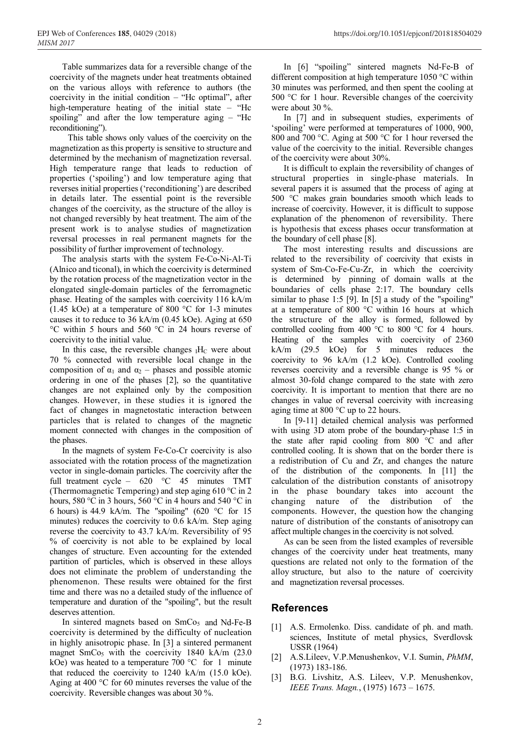Table summarizes data for a reversible change of the coercivity of the magnets under heat treatments obtained on the various alloys with reference to authors (the coercivity in the initial condition – "Hc optimal", after high-temperature heating of the initial state – "Hc spoiling" and after the low temperature aging – "Hc reconditioning").

This table shows only values of the coercivity on the magnetization as this property is sensitive to structure and determined by the mechanism of magnetization reversal. High temperature range that leads to reduction of properties ('spoiling') and low temperature aging that reverses initial properties ('reconditioning') are described in details later. The essential point is the reversible changes of the coercivity, as the structure of the alloy is not changed reversibly by heat treatment. The aim of the present work is to analyse studies of magnetization reversal processes in real permanent magnets for the possibility of further improvement of technology.

The analysis starts with the system Fe-Co-Ni-Al-Ti (Alnico and ticonal), in which the coercivity is determined by the rotation process of the magnetization vector in the elongated single-domain particles of the ferromagnetic phase. Heating of the samples with coercivity 116 kA/m (1.45 kOe) at a temperature of 800 °C for 1-3 minutes causes it to reduce to 36 kA/m (0.45 kOe). Aging at 650 °C within 5 hours and 560 °C in 24 hours reverse of coercivity to the initial value.

In this case, the reversible changes $_IH_C$ were about 70 % connected with reversible local change in the composition of $\alpha_1$ and $\alpha_2$ – phases and possible atomic ordering in one of the phases [2], so the quantitative changes are not explained only by the composition changes. However, in these studies it is ignored the fact of changes in magnetostatic interaction between particles that is related to changes of the magnetic moment connected with changes in the composition of the phases.

In the magnets of system Fe-Co-Cr coercivity is also associated with the rotation process of the magnetization vector in single-domain particles. The coercivity after the full treatment cycle – 620 °C 45 minutes TMT (Thermomagnetic Tempering) and step aging 610 °C in 2 hours, 580 °C in 3 hours, 560 °C in 4 hours and 540 °C in 6 hours) is 44.9 kA/m. The "spoiling" (620 °C for 15 minutes) reduces the coercivity to 0.6 kA/m. Step aging reverse the coercivity to 43.7 kA/m. Reversibility of 95 % of coercivity is not able to be explained by local changes of structure. Even accounting for the extended partition of particles, which is observed in these alloys does not eliminate the problem of understanding the phenomenon. These results were obtained for the first time and there was no a detailed study of the influence of temperature and duration of the "spoiling", but the result deserves attention.

In sintered magnets based on $SmCo_5$ and Nd-Fe-B coercivity is determined by the difficulty of nucleation in highly anisotropic phase. In [3] a sintered permanent magnet $SmCo_5$ with the coercivity 1840 kA/m (23.0 kOe) was heated to a temperature 700 °C for 1 minute that reduced the coercivity to 1240 kA/m (15.0 kOe). Aging at 400 °C for 60 minutes reverses the value of the coercivity. Reversible changes was about 30 %.

In [6] "spoiling" sintered magnets Nd-Fe-B of different composition at high temperature 1050 °C within 30 minutes was performed, and then spent the cooling at 500 °C for 1 hour. Reversible changes of the coercivity were about 30 %.

In [7] and in subsequent studies, experiments of 'spoiling' were performed at temperatures of 1000, 900, 800 and 700 °C. Aging at 500 °C for 1 hour reversed the value of the coercivity to the initial. Reversible changes of the coercivity were about 30%.

It is difficult to explain the reversibility of changes of structural properties in single-phase materials. In several papers it is assumed that the process of aging at 500 °C makes grain boundaries smooth which leads to increase of coercivity. However, it is difficult to suppose explanation of the phenomenon of reversibility. There is hypothesis that excess phases occur transformation at the boundary of cell phase [8].

The most interesting results and discussions are related to the reversibility of coercivity that exists in system of Sm-Co-Fe-Cu-Zr, in which the coercivity is determined by pinning of domain walls at the boundaries of cells phase 2:17. The boundary cells similar to phase 1:5 [9]. In [5] a study of the "spoiling" at a temperature of 800 °C within 16 hours at which the structure of the alloy is formed, followed by controlled cooling from 400 °C to 800 °C for 4 hours. Heating of the samples with coercivity of 2360 kA/m (29.5 kOe) for 5 minutes reduces the coercivity to 96 kA/m (1.2 kOe). Controlled cooling reverses coercivity and a reversible change is 95 % or almost 30-fold change compared to the state with zero coercivity. It is important to mention that there are no changes in value of reversal coercivity with increasing aging time at 800 °C up to 22 hours.

In [9-11] detailed chemical analysis was performed with using 3D atom probe of the boundary-phase 1:5 in the state after rapid cooling from 800 °C and after controlled cooling. It is shown that on the border there is a redistribution of Cu and Zr, and changes the nature of the distribution of the components. In [11] the calculation of the distribution constants of anisotropy in the phase boundary takes into account the changing nature of the distribution of the components. However, the question how the changing nature of distribution of the constants of anisotropy can affect multiple changes in the coercivity is not solved.

As can be seen from the listed examples of reversible changes of the coercivity under heat treatments, many questions are related not only to the formation of the alloy structure, but also to the nature of coercivity and magnetization reversal processes.

## References

[1] A.S. Ermolenko. Diss. candidate of ph. and math. sciences, Institute of metal physics, Sverdlovsk USSR (1964)

[2] A.S.Lileev, V.P.Menushenkov, V.I. Sumin, *PhMM*, (1973) 183-186.

[3] B.G. Livshitz, A.S. Lileev, V.P. Menushenkov, *IEEE Trans. Magn.*, (1975) 1673 – 1675.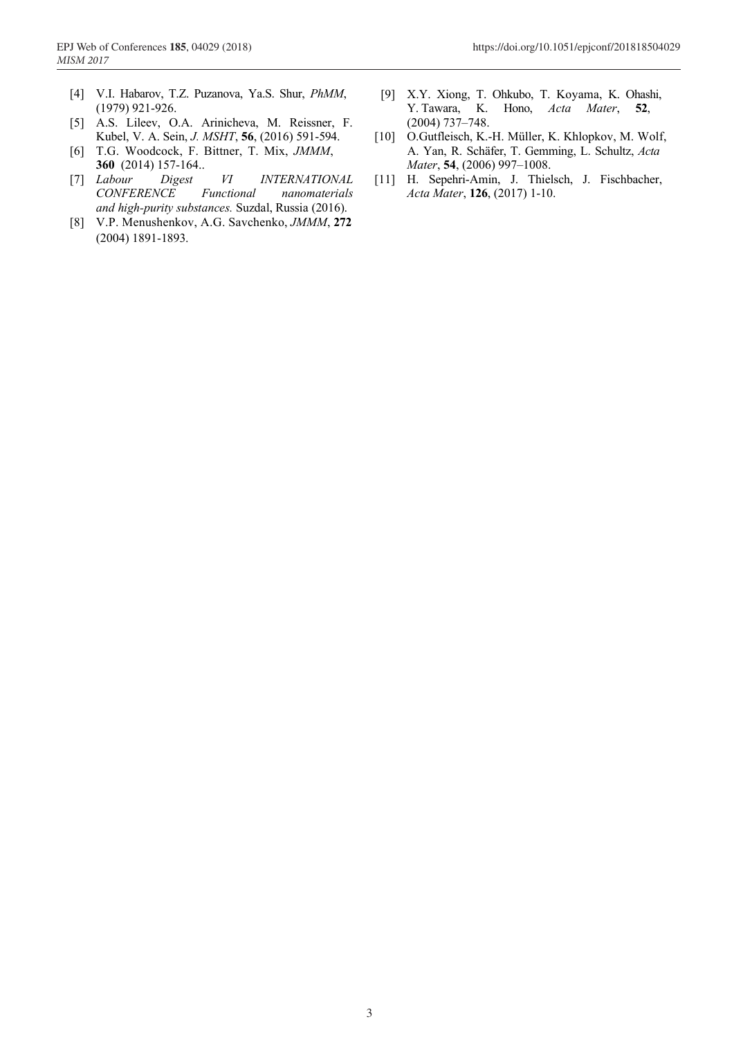[4] V.I. Habarov, T.Z. Puzanova, Ya.S. Shur, *PhMM*, (1979) 921-926.

[5] A.S. Lileev, O.A. Arinicheva, M. Reissner, F. Kubel, V. A. Sein, *J. MSHT*, **56**, (2016) 591-594.

[6] T.G. Woodcock, F. Bittner, T. Mix, *JMMM*, **360** (2014) 157-164..

[7] *Labour Digest VI INTERNATIONAL CONFERENCE Functional nanomaterials and high-purity substances.* Suzdal, Russia (2016).

[8] V.P. Menushenkov, A.G. Savchenko, *JMMM*, **272** (2004) 1891-1893.

[9] X.Y. Xiong, T. Ohkubo, T. Koyama, K. Ohashi, Y. Tawara, K. Hono, *Acta Mater*, **52**, (2004) 737–748.

[10] O.Gutfleisch, K.-H. Müller, K. Khlopkov, M. Wolf, A. Yan, R. Schäfer, T. Gemming, L. Schultz, *Acta Mater*, **54**, (2006) 997–1008.

[11] H. Sepehri-Amin, J. Thielsch, J. Fischbacher, *Acta Mater*, **126**, (2017) 1-10.